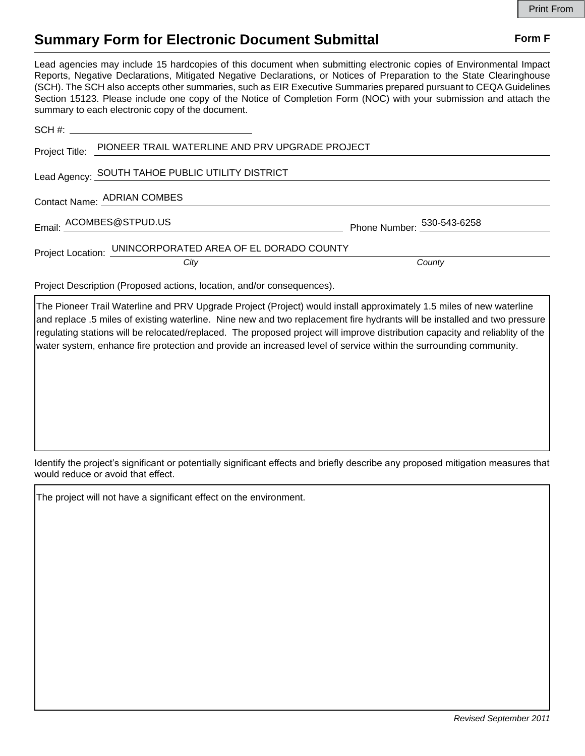# Summary Form for Electronic Document Submittal

**Form F**

Lead agencies may include 15 hardcopies of this document when submitting electronic copies of Environmental Impact Reports, Negative Declarations, Mitigated Negative Declarations, or Notices of Preparation to the State Clearinghouse (SCH). The SCH also accepts other summaries, such as EIR Executive Summaries prepared pursuant to CEQA Guidelines Section 15123. Please include one copy of the Notice of Completion Form (NOC) with your submission and attach the summary to each electronic copy of the document.

SCH #: ______________________

Project Title: PIONEER TRAIL WATERLINE AND PRV UPGRADE PROJECT

Lead Agency: SOUTH TAHOE PUBLIC UTILITY DISTRICT

Contact Name: ADRIAN COMBES

Email: ACOMBES@STPUD.US Phone Number: 530-543-6258

Project Location: UNINCORPORATED AREA OF EL DORADO COUNTY

*City* *County*

Project Description (Proposed actions, location, and/or consequences).

The Pioneer Trail Waterline and PRV Upgrade Project (Project) would install approximately 1.5 miles of new waterline and replace .5 miles of existing waterline. Nine new and two replacement fire hydrants will be installed and two pressure regulating stations will be relocated/replaced. The proposed project will improve distribution capacity and reliablity of the water system, enhance fire protection and provide an increased level of service within the surrounding community.

Identify the project's significant or potentially significant effects and briefly describe any proposed mitigation measures that would reduce or avoid that effect.

The project will not have a significant effect on the environment.

*Revised September 2011*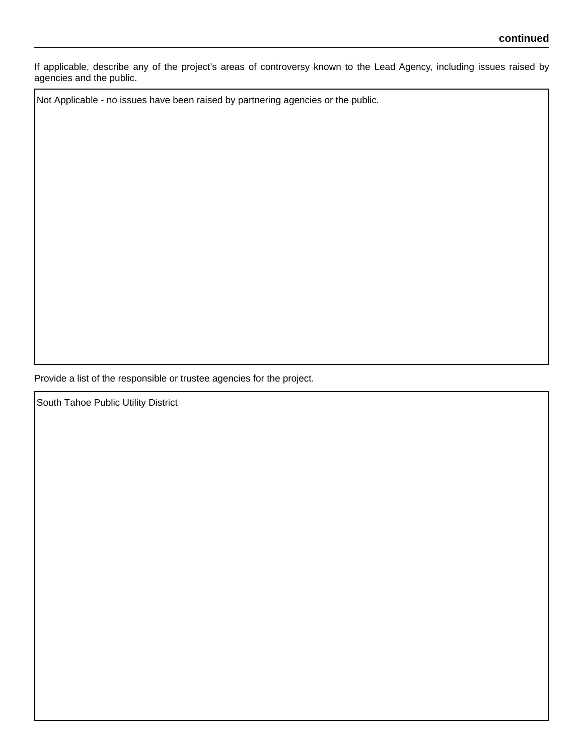**continued**

If applicable, describe any of the project's areas of controversy known to the Lead Agency, including issues raised by agencies and the public.

Not Applicable - no issues have been raised by partnering agencies or the public.

Provide a list of the responsible or trustee agencies for the project.

South Tahoe Public Utility District